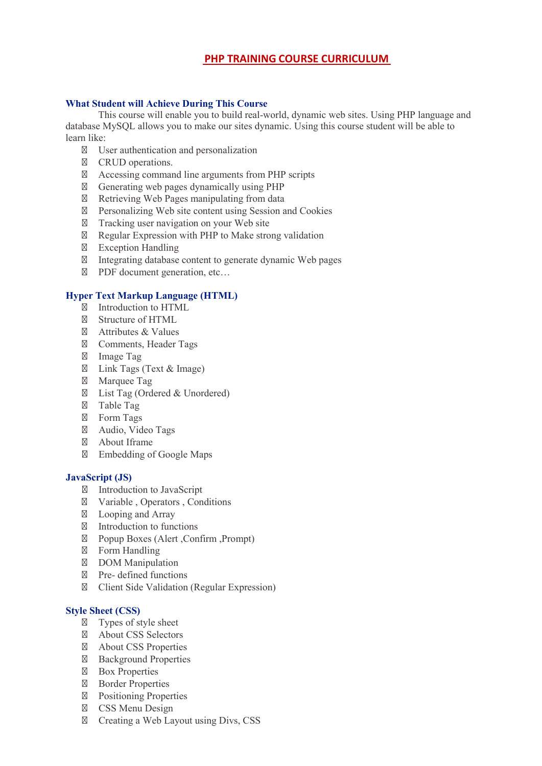# PHP TRAINING COURSE CURRICULUM

## What Student will Achieve During This Course

This course will enable you to build real-world, dynamic web sites. Using PHP language and database MySQL allows you to make our sites dynamic. Using this course student will be able to learn like:

- User authentication and personalization
- CRUD operations.
- Accessing command line arguments from PHP scripts
- Generating web pages dynamically using PHP
- Retrieving Web Pages manipulating from data
- Personalizing Web site content using Session and Cookies
- Tracking user navigation on your Web site
- Regular Expression with PHP to Make strong validation
- Exception Handling
- Integrating database content to generate dynamic Web pages
- PDF document generation, etc…

## Hyper Text Markup Language (HTML)

- Introduction to HTML
- Structure of HTML
- Attributes & Values
- Comments, Header Tags
- Image Tag
- Link Tags (Text & Image)
- Marquee Tag
- List Tag (Ordered & Unordered)
- Table Tag
- Form Tags
- Audio, Video Tags
- About Iframe
- Embedding of Google Maps

## JavaScript (JS)

- Introduction to JavaScript
- Variable , Operators , Conditions
- Looping and Array
- Introduction to functions
- Popup Boxes (Alert ,Confirm ,Prompt)
- Form Handling
- DOM Manipulation
- Pre- defined functions
- Client Side Validation (Regular Expression)

## Style Sheet (CSS)

- Types of style sheet
- About CSS Selectors
- About CSS Properties
- Background Properties
- Box Properties
- Border Properties
- Positioning Properties
- CSS Menu Design
- Creating a Web Layout using Divs, CSS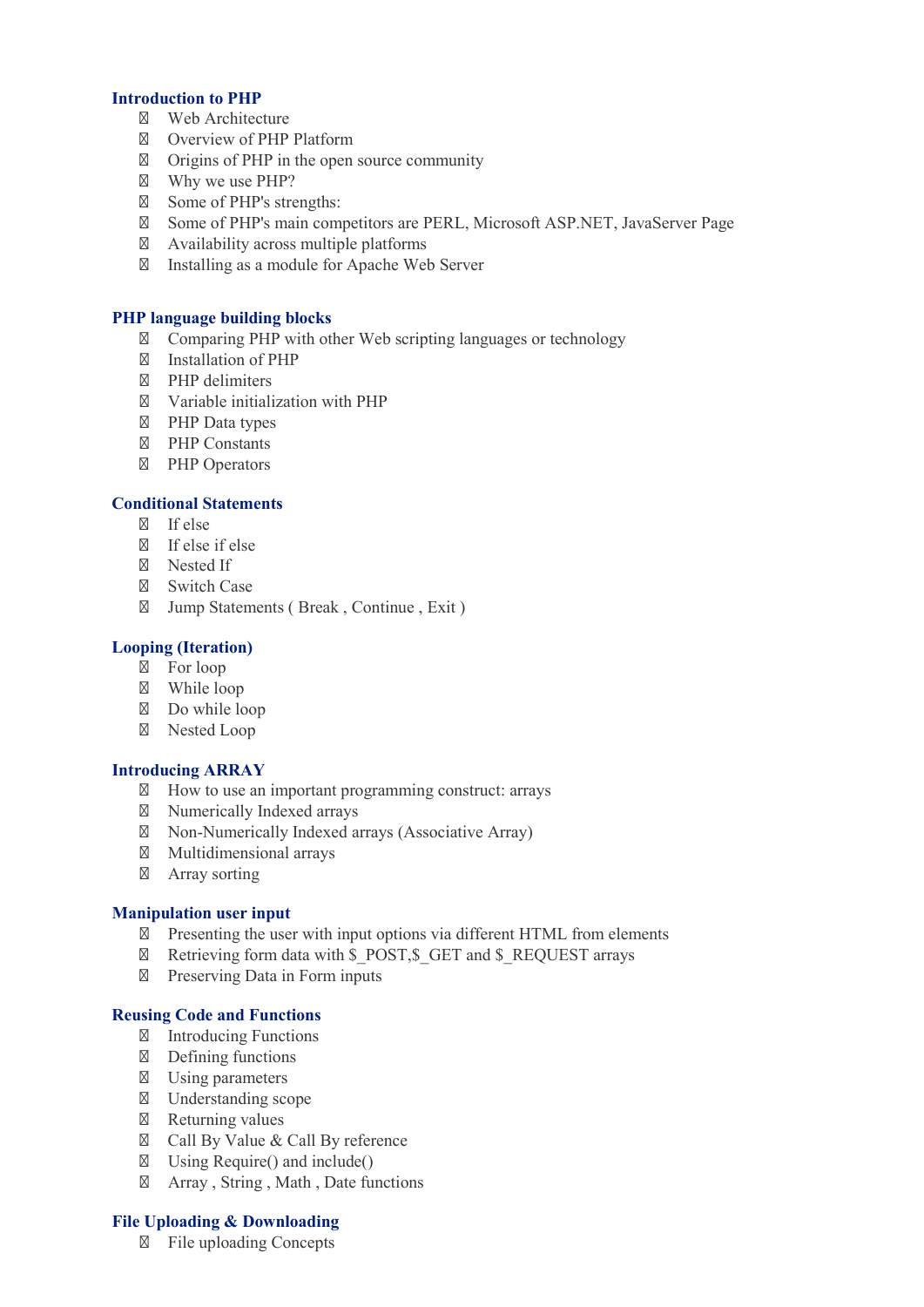## Introduction to PHP

- Web Architecture
- Overview of PHP Platform
- Origins of PHP in the open source community
- Why we use PHP?
- Some of PHP's strengths:
- Some of PHP's main competitors are PERL, Microsoft ASP.NET, JavaServer Page
- Availability across multiple platforms
- Installing as a module for Apache Web Server

## PHP language building blocks

- Comparing PHP with other Web scripting languages or technology
- Installation of PHP
- PHP delimiters
- Variable initialization with PHP
- PHP Data types
- PHP Constants
- PHP Operators

## Conditional Statements

- If else
- If else if else
- Nested If
- Switch Case
- Jump Statements ( Break , Continue , Exit )

## Looping (Iteration)

- For loop
- While loop
- Do while loop
- Nested Loop

## Introducing ARRAY

- How to use an important programming construct: arrays
- Numerically Indexed arrays
- Non-Numerically Indexed arrays (Associative Array)
- Multidimensional arrays
- Array sorting

## Manipulation user input

- Presenting the user with input options via different HTML from elements
- Retrieving form data with $_POST,$_GET and $_REQUEST arrays
- Preserving Data in Form inputs

## Reusing Code and Functions

- Introducing Functions
- Defining functions
- Using parameters
- Understanding scope
- Returning values
- Call By Value & Call By reference
- Using Require() and include()
- Array , String , Math , Date functions

## File Uploading & Downloading

- File uploading Concepts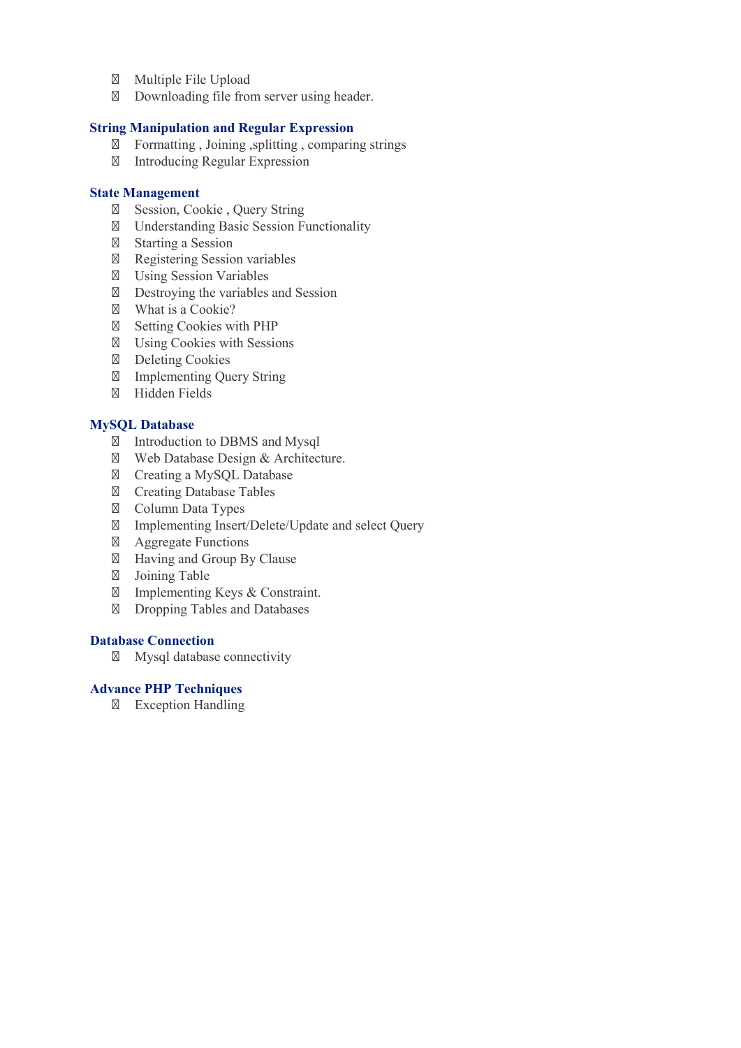- Multiple File Upload
- Downloading file from server using header.

**String Manipulation and Regular Expression**

- Formatting , Joining ,splitting , comparing strings
- Introducing Regular Expression

**State Management**

- Session, Cookie , Query String
- Understanding Basic Session Functionality
- Starting a Session
- Registering Session variables
- Using Session Variables
- Destroying the variables and Session
- What is a Cookie?
- Setting Cookies with PHP
- Using Cookies with Sessions
- Deleting Cookies
- Implementing Query String
- Hidden Fields

**MySQL Database**

- Introduction to DBMS and Mysql
- Web Database Design & Architecture.
- Creating a MySQL Database
- Creating Database Tables
- Column Data Types
- Implementing Insert/Delete/Update and select Query
- Aggregate Functions
- Having and Group By Clause
- Joining Table
- Implementing Keys & Constraint.
- Dropping Tables and Databases

**Database Connection**

- Mysql database connectivity

**Advance PHP Techniques**

- Exception Handling